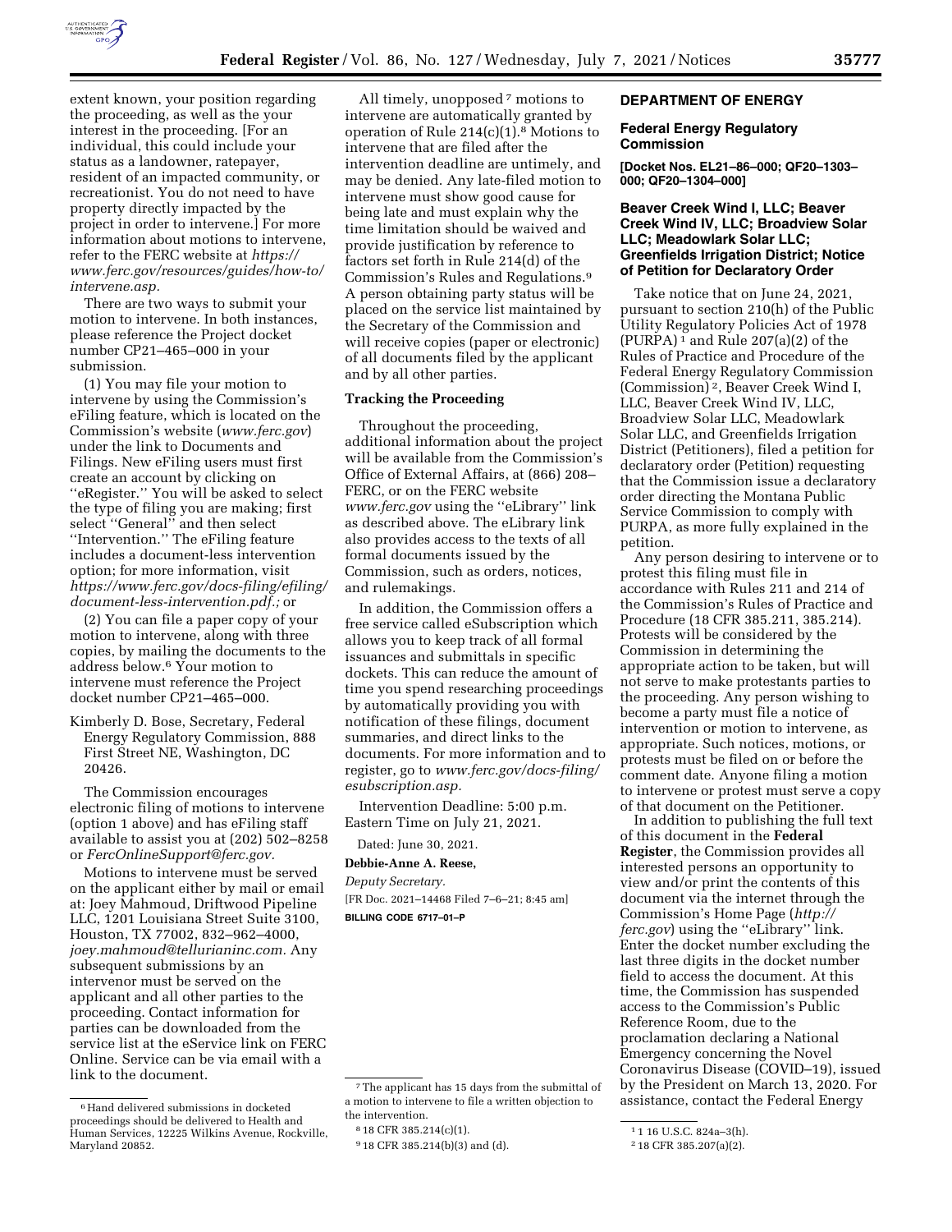extent known, your position regarding the proceeding, as well as the your interest in the proceeding. [For an individual, this could include your status as a landowner, ratepayer, resident of an impacted community, or recreationist. You do not need to have property directly impacted by the project in order to intervene.] For more information about motions to intervene, refer to the FERC website at *https://www.ferc.gov/resources/guides/how-to/intervene.asp.*

There are two ways to submit your motion to intervene. In both instances, please reference the Project docket number CP21–465–000 in your submission.

(1) You may file your motion to intervene by using the Commission's eFiling feature, which is located on the Commission's website (*www.ferc.gov*) under the link to Documents and Filings. New eFiling users must first create an account by clicking on ''eRegister.'' You will be asked to select the type of filing you are making; first select ''General'' and then select ''Intervention.'' The eFiling feature includes a document-less intervention option; for more information, visit *https://www.ferc.gov/docs-filing/efiling/document-less-intervention.pdf.;* or

(2) You can file a paper copy of your motion to intervene, along with three copies, by mailing the documents to the address below.[6] Your motion to intervene must reference the Project docket number CP21–465–000.

Kimberly D. Bose, Secretary, Federal Energy Regulatory Commission, 888 First Street NE, Washington, DC 20426.

The Commission encourages electronic filing of motions to intervene (option 1 above) and has eFiling staff available to assist you at (202) 502–8258 or *FercOnlineSupport@ferc.gov.*

Motions to intervene must be served on the applicant either by mail or email at: Joey Mahmoud, Driftwood Pipeline LLC, 1201 Louisiana Street Suite 3100, Houston, TX 77002, 832–962–4000, *joey.mahmoud@tellurianinc.com.* Any subsequent submissions by an intervenor must be served on the applicant and all other parties to the proceeding. Contact information for parties can be downloaded from the service list at the eService link on FERC Online. Service can be via email with a link to the document.

All timely, unopposed[7] motions to intervene are automatically granted by operation of Rule 214(c)(1).[8] Motions to intervene that are filed after the intervention deadline are untimely, and may be denied. Any late-filed motion to intervene must show good cause for being late and must explain why the time limitation should be waived and provide justification by reference to factors set forth in Rule 214(d) of the Commission's Rules and Regulations.[9] A person obtaining party status will be placed on the service list maintained by the Secretary of the Commission and will receive copies (paper or electronic) of all documents filed by the applicant and by all other parties.

**Tracking the Proceeding**

Throughout the proceeding, additional information about the project will be available from the Commission's Office of External Affairs, at (866) 208–FERC, or on the FERC website *www.ferc.gov* using the ''eLibrary'' link as described above. The eLibrary link also provides access to the texts of all formal documents issued by the Commission, such as orders, notices, and rulemakings.

In addition, the Commission offers a free service called eSubscription which allows you to keep track of all formal issuances and submittals in specific dockets. This can reduce the amount of time you spend researching proceedings by automatically providing you with notification of these filings, document summaries, and direct links to the documents. For more information and to register, go to *www.ferc.gov/docs-filing/esubscription.asp.*

Intervention Deadline: 5:00 p.m. Eastern Time on July 21, 2021.

Dated: June 30, 2021.

**Debbie-Anne A. Reese,**

*Deputy Secretary.*

[FR Doc. 2021–14468 Filed 7–6–21; 8:45 am]

**BILLING CODE 6717–01–P**

[6] Hand delivered submissions in docketed proceedings should be delivered to Health and Human Services, 12225 Wilkins Avenue, Rockville, Maryland 20852.

[7] The applicant has 15 days from the submittal of a motion to intervene to file a written objection to the intervention.

[8] 18 CFR 385.214(c)(1).

[9] 18 CFR 385.214(b)(3) and (d).

## DEPARTMENT OF ENERGY

### Federal Energy Regulatory Commission

**[Docket Nos. EL21–86–000; QF20–1303–000; QF20–1304–000]**

### Beaver Creek Wind I, LLC; Beaver Creek Wind IV, LLC; Broadview Solar LLC; Meadowlark Solar LLC; Greenfields Irrigation District; Notice of Petition for Declaratory Order

Take notice that on June 24, 2021, pursuant to section 210(h) of the Public Utility Regulatory Policies Act of 1978 (PURPA)[1] and Rule 207(a)(2) of the Rules of Practice and Procedure of the Federal Energy Regulatory Commission (Commission)[2], Beaver Creek Wind I, LLC, Beaver Creek Wind IV, LLC, Broadview Solar LLC, Meadowlark Solar LLC, and Greenfields Irrigation District (Petitioners), filed a petition for declaratory order (Petition) requesting that the Commission issue a declaratory order directing the Montana Public Service Commission to comply with PURPA, as more fully explained in the petition.

Any person desiring to intervene or to protest this filing must file in accordance with Rules 211 and 214 of the Commission's Rules of Practice and Procedure (18 CFR 385.211, 385.214). Protests will be considered by the Commission in determining the appropriate action to be taken, but will not serve to make protestants parties to the proceeding. Any person wishing to become a party must file a notice of intervention or motion to intervene, as appropriate. Such notices, motions, or protests must be filed on or before the comment date. Anyone filing a motion to intervene or protest must serve a copy of that document on the Petitioner.

In addition to publishing the full text of this document in the **Federal Register**, the Commission provides all interested persons an opportunity to view and/or print the contents of this document via the internet through the Commission's Home Page (*http://ferc.gov*) using the ''eLibrary'' link. Enter the docket number excluding the last three digits in the docket number field to access the document. At this time, the Commission has suspended access to the Commission's Public Reference Room, due to the proclamation declaring a National Emergency concerning the Novel Coronavirus Disease (COVID–19), issued by the President on March 13, 2020. For assistance, contact the Federal Energy

[1] 16 U.S.C. 824a–3(h).

[2] 18 CFR 385.207(a)(2).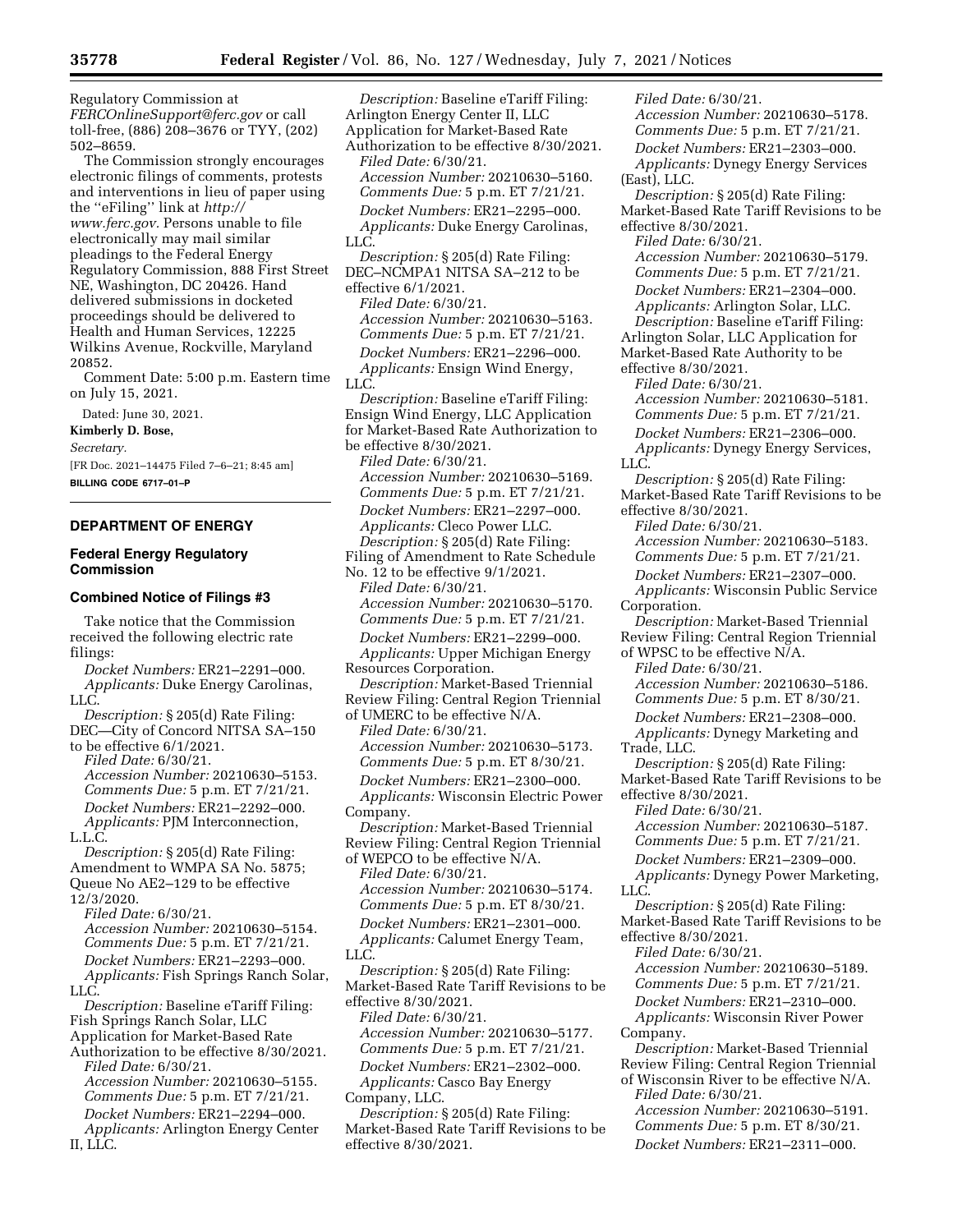Regulatory Commission at *FERCOnlineSupport@ferc.gov* or call toll-free, (886) 208–3676 or TYY, (202) 502–8659.

The Commission strongly encourages electronic filings of comments, protests and interventions in lieu of paper using the ''eFiling'' link at *http://www.ferc.gov.* Persons unable to file electronically may mail similar pleadings to the Federal Energy Regulatory Commission, 888 First Street NE, Washington, DC 20426. Hand delivered submissions in docketed proceedings should be delivered to Health and Human Services, 12225 Wilkins Avenue, Rockville, Maryland 20852.

Comment Date: 5:00 p.m. Eastern time on July 15, 2021.

Dated: June 30, 2021.

**Kimberly D. Bose,**

*Secretary.*

[FR Doc. 2021–14475 Filed 7–6–21; 8:45 am]

**BILLING CODE 6717–01–P**

---

## DEPARTMENT OF ENERGY

### Federal Energy Regulatory Commission

#### Combined Notice of Filings #3

Take notice that the Commission received the following electric rate filings:

*Docket Numbers:* ER21–2291–000.
*Applicants:* Duke Energy Carolinas, LLC.
*Description:* § 205(d) Rate Filing: DEC—City of Concord NITSA SA–150 to be effective 6/1/2021.
*Filed Date:* 6/30/21.
*Accession Number:* 20210630–5153.
*Comments Due:* 5 p.m. ET 7/21/21.

*Docket Numbers:* ER21–2292–000.
*Applicants:* PJM Interconnection, L.L.C.
*Description:* § 205(d) Rate Filing: Amendment to WMPA SA No. 5875; Queue No AE2–129 to be effective 12/3/2020.
*Filed Date:* 6/30/21.
*Accession Number:* 20210630–5154.
*Comments Due:* 5 p.m. ET 7/21/21.

*Docket Numbers:* ER21–2293–000.
*Applicants:* Fish Springs Ranch Solar, LLC.
*Description:* Baseline eTariff Filing: Fish Springs Ranch Solar, LLC Application for Market-Based Rate Authorization to be effective 8/30/2021.
*Filed Date:* 6/30/21.
*Accession Number:* 20210630–5155.
*Comments Due:* 5 p.m. ET 7/21/21.

*Docket Numbers:* ER21–2294–000.
*Applicants:* Arlington Energy Center II, LLC.
*Description:* Baseline eTariff Filing: Arlington Energy Center II, LLC Application for Market-Based Rate Authorization to be effective 8/30/2021.
*Filed Date:* 6/30/21.
*Accession Number:* 20210630–5160.
*Comments Due:* 5 p.m. ET 7/21/21.

*Docket Numbers:* ER21–2295–000.
*Applicants:* Duke Energy Carolinas, LLC.
*Description:* § 205(d) Rate Filing: DEC–NCMPA1 NITSA SA–212 to be effective 6/1/2021.
*Filed Date:* 6/30/21.
*Accession Number:* 20210630–5163.
*Comments Due:* 5 p.m. ET 7/21/21.

*Docket Numbers:* ER21–2296–000.
*Applicants:* Ensign Wind Energy, LLC.
*Description:* Baseline eTariff Filing: Ensign Wind Energy, LLC Application for Market-Based Rate Authorization to be effective 8/30/2021.
*Filed Date:* 6/30/21.
*Accession Number:* 20210630–5169.
*Comments Due:* 5 p.m. ET 7/21/21.

*Docket Numbers:* ER21–2297–000.
*Applicants:* Cleco Power LLC.
*Description:* § 205(d) Rate Filing: Filing of Amendment to Rate Schedule No. 12 to be effective 9/1/2021.
*Filed Date:* 6/30/21.
*Accession Number:* 20210630–5170.
*Comments Due:* 5 p.m. ET 7/21/21.

*Docket Numbers:* ER21–2299–000.
*Applicants:* Upper Michigan Energy Resources Corporation.
*Description:* Market-Based Triennial Review Filing: Central Region Triennial of UMERC to be effective N/A.
*Filed Date:* 6/30/21.
*Accession Number:* 20210630–5173.
*Comments Due:* 5 p.m. ET 8/30/21.

*Docket Numbers:* ER21–2300–000.
*Applicants:* Wisconsin Electric Power Company.
*Description:* Market-Based Triennial Review Filing: Central Region Triennial of WEPCO to be effective N/A.
*Filed Date:* 6/30/21.
*Accession Number:* 20210630–5174.
*Comments Due:* 5 p.m. ET 8/30/21.

*Docket Numbers:* ER21–2301–000.
*Applicants:* Calumet Energy Team, LLC.
*Description:* § 205(d) Rate Filing: Market-Based Rate Tariff Revisions to be effective 8/30/2021.
*Filed Date:* 6/30/21.
*Accession Number:* 20210630–5177.
*Comments Due:* 5 p.m. ET 7/21/21.

*Docket Numbers:* ER21–2302–000.
*Applicants:* Casco Bay Energy Company, LLC.
*Description:* § 205(d) Rate Filing: Market-Based Rate Tariff Revisions to be effective 8/30/2021.
*Filed Date:* 6/30/21.
*Accession Number:* 20210630–5178.
*Comments Due:* 5 p.m. ET 7/21/21.

*Docket Numbers:* ER21–2303–000.
*Applicants:* Dynegy Energy Services (East), LLC.
*Description:* § 205(d) Rate Filing: Market-Based Rate Tariff Revisions to be effective 8/30/2021.
*Filed Date:* 6/30/21.
*Accession Number:* 20210630–5179.
*Comments Due:* 5 p.m. ET 7/21/21.

*Docket Numbers:* ER21–2304–000.
*Applicants:* Arlington Solar, LLC.
*Description:* Baseline eTariff Filing: Arlington Solar, LLC Application for Market-Based Rate Authority to be effective 8/30/2021.
*Filed Date:* 6/30/21.
*Accession Number:* 20210630–5181.
*Comments Due:* 5 p.m. ET 7/21/21.

*Docket Numbers:* ER21–2306–000.
*Applicants:* Dynegy Energy Services, LLC.
*Description:* § 205(d) Rate Filing: Market-Based Rate Tariff Revisions to be effective 8/30/2021.
*Filed Date:* 6/30/21.
*Accession Number:* 20210630–5183.
*Comments Due:* 5 p.m. ET 7/21/21.

*Docket Numbers:* ER21–2307–000.
*Applicants:* Wisconsin Public Service Corporation.
*Description:* Market-Based Triennial Review Filing: Central Region Triennial of WPSC to be effective N/A.
*Filed Date:* 6/30/21.
*Accession Number:* 20210630–5186.
*Comments Due:* 5 p.m. ET 8/30/21.

*Docket Numbers:* ER21–2308–000.
*Applicants:* Dynegy Marketing and Trade, LLC.
*Description:* § 205(d) Rate Filing: Market-Based Rate Tariff Revisions to be effective 8/30/2021.
*Filed Date:* 6/30/21.
*Accession Number:* 20210630–5187.
*Comments Due:* 5 p.m. ET 7/21/21.

*Docket Numbers:* ER21–2309–000.
*Applicants:* Dynegy Power Marketing, LLC.
*Description:* § 205(d) Rate Filing: Market-Based Rate Tariff Revisions to be effective 8/30/2021.
*Filed Date:* 6/30/21.
*Accession Number:* 20210630–5189.
*Comments Due:* 5 p.m. ET 7/21/21.

*Docket Numbers:* ER21–2310–000.
*Applicants:* Wisconsin River Power Company.
*Description:* Market-Based Triennial Review Filing: Central Region Triennial of Wisconsin River to be effective N/A.
*Filed Date:* 6/30/21.
*Accession Number:* 20210630–5191.
*Comments Due:* 5 p.m. ET 8/30/21.

*Docket Numbers:* ER21–2311–000.